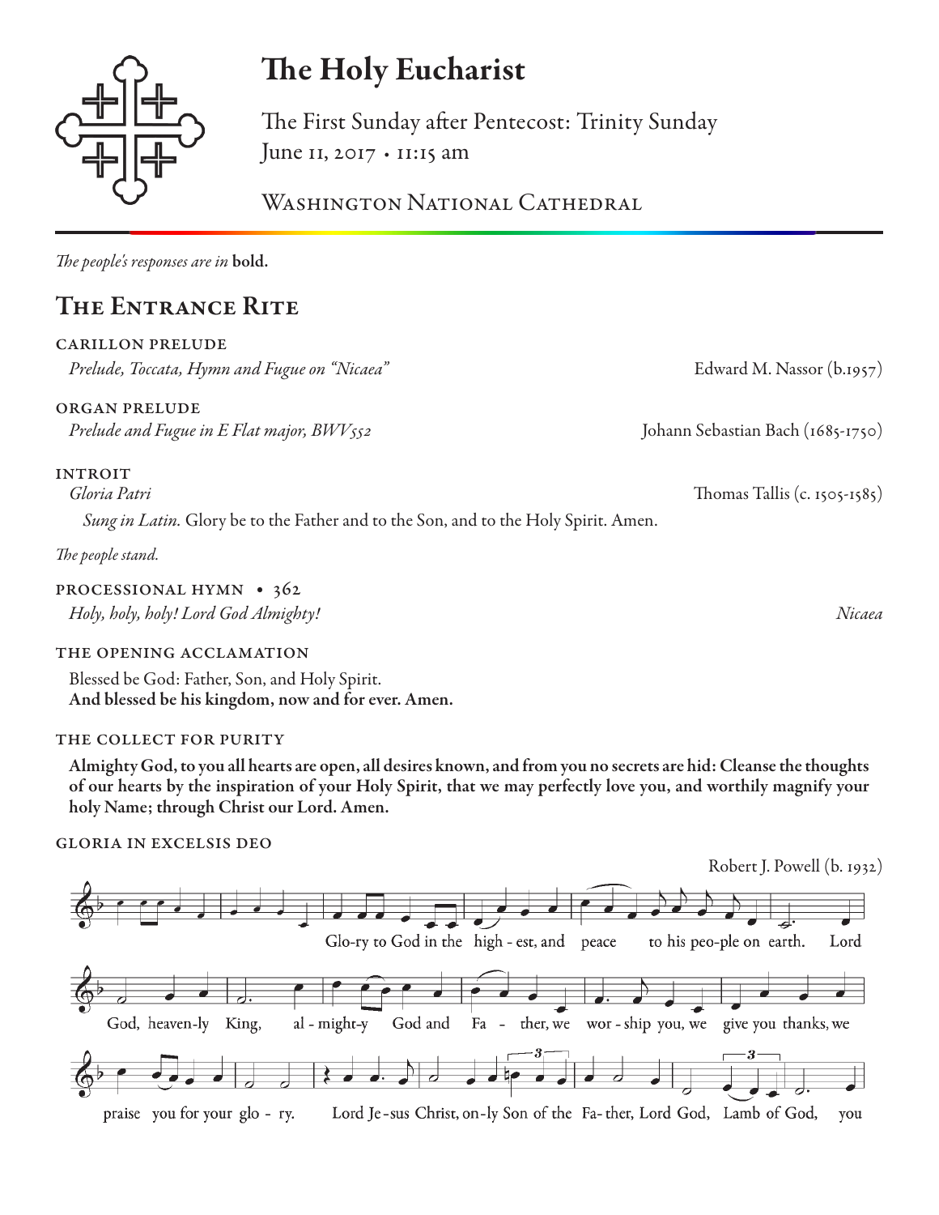# The Holy Eucharist

The First Sunday after Pentecost: Trinity Sunday
June 11, 2017 • 11:15 am

Washington National Cathedral

*The people's responses are in* **bold.**

## The Entrance Rite

CARILLON PRELUDE
*Prelude, Toccata, Hymn and Fugue on "Nicaea"* — Edward M. Nassor (b.1957)

ORGAN PRELUDE
*Prelude and Fugue in E Flat major, BWV552* — Johann Sebastian Bach (1685-1750)

INTROIT
*Gloria Patri* — Thomas Tallis (c. 1505-1585)

*Sung in Latin.* Glory be to the Father and to the Son, and to the Holy Spirit. Amen.

*The people stand.*

PROCESSIONAL HYMN • 362
*Holy, holy, holy! Lord God Almighty!* — *Nicaea*

THE OPENING ACCLAMATION

Blessed be God: Father, Son, and Holy Spirit.
**And blessed be his kingdom, now and for ever. Amen.**

THE COLLECT FOR PURITY

**Almighty God, to you all hearts are open, all desires known, and from you no secrets are hid: Cleanse the thoughts of our hearts by the inspiration of your Holy Spirit, that we may perfectly love you, and worthily magnify your holy Name; through Christ our Lord. Amen.**

GLORIA IN EXCELSIS DEO

Robert J. Powell (b. 1932)

Glo-ry to God in the high-est, and peace to his peo-ple on earth. Lord God, heaven-ly King, al-might-y God and Fa-ther, we wor-ship you, we give you thanks, we praise you for your glo-ry. Lord Je-sus Christ, on-ly Son of the Fa-ther, Lord God, Lamb of God, you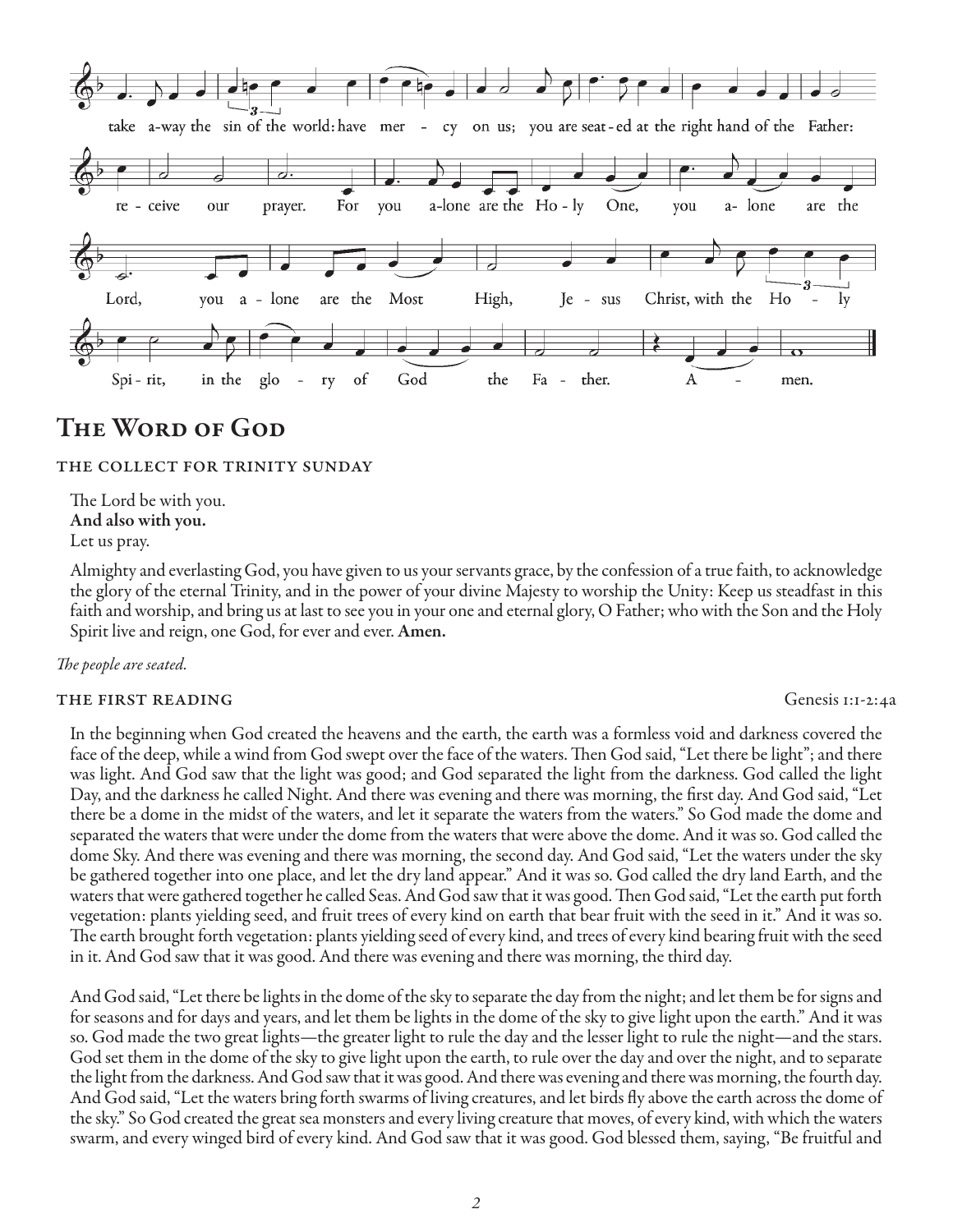take a-way the sin of the world: have mer - cy on us; you are seat-ed at the right hand of the Father:

re - ceive our prayer. For you a-lone are the Ho - ly One, you a- lone are the

Lord, you a - lone are the Most High, Je - sus Christ, with the Ho - ly

Spi - rit, in the glo - ry of God the Fa - ther. A - men.

# The Word of God

### the collect for trinity sunday

The Lord be with you.
**And also with you.**
Let us pray.

Almighty and everlasting God, you have given to us your servants grace, by the confession of a true faith, to acknowledge the glory of the eternal Trinity, and in the power of your divine Majesty to worship the Unity: Keep us steadfast in this faith and worship, and bring us at last to see you in your one and eternal glory, O Father; who with the Son and the Holy Spirit live and reign, one God, for ever and ever. **Amen.**

*The people are seated.*

### the first reading

Genesis 1:1-2:4a

In the beginning when God created the heavens and the earth, the earth was a formless void and darkness covered the face of the deep, while a wind from God swept over the face of the waters. Then God said, "Let there be light"; and there was light. And God saw that the light was good; and God separated the light from the darkness. God called the light Day, and the darkness he called Night. And there was evening and there was morning, the first day. And God said, "Let there be a dome in the midst of the waters, and let it separate the waters from the waters." So God made the dome and separated the waters that were under the dome from the waters that were above the dome. And it was so. God called the dome Sky. And there was evening and there was morning, the second day. And God said, "Let the waters under the sky be gathered together into one place, and let the dry land appear." And it was so. God called the dry land Earth, and the waters that were gathered together he called Seas. And God saw that it was good. Then God said, "Let the earth put forth vegetation: plants yielding seed, and fruit trees of every kind on earth that bear fruit with the seed in it." And it was so. The earth brought forth vegetation: plants yielding seed of every kind, and trees of every kind bearing fruit with the seed in it. And God saw that it was good. And there was evening and there was morning, the third day.

And God said, "Let there be lights in the dome of the sky to separate the day from the night; and let them be for signs and for seasons and for days and years, and let them be lights in the dome of the sky to give light upon the earth." And it was so. God made the two great lights—the greater light to rule the day and the lesser light to rule the night—and the stars. God set them in the dome of the sky to give light upon the earth, to rule over the day and over the night, and to separate the light from the darkness. And God saw that it was good. And there was evening and there was morning, the fourth day. And God said, "Let the waters bring forth swarms of living creatures, and let birds fly above the earth across the dome of the sky." So God created the great sea monsters and every living creature that moves, of every kind, with which the waters swarm, and every winged bird of every kind. And God saw that it was good. God blessed them, saying, "Be fruitful and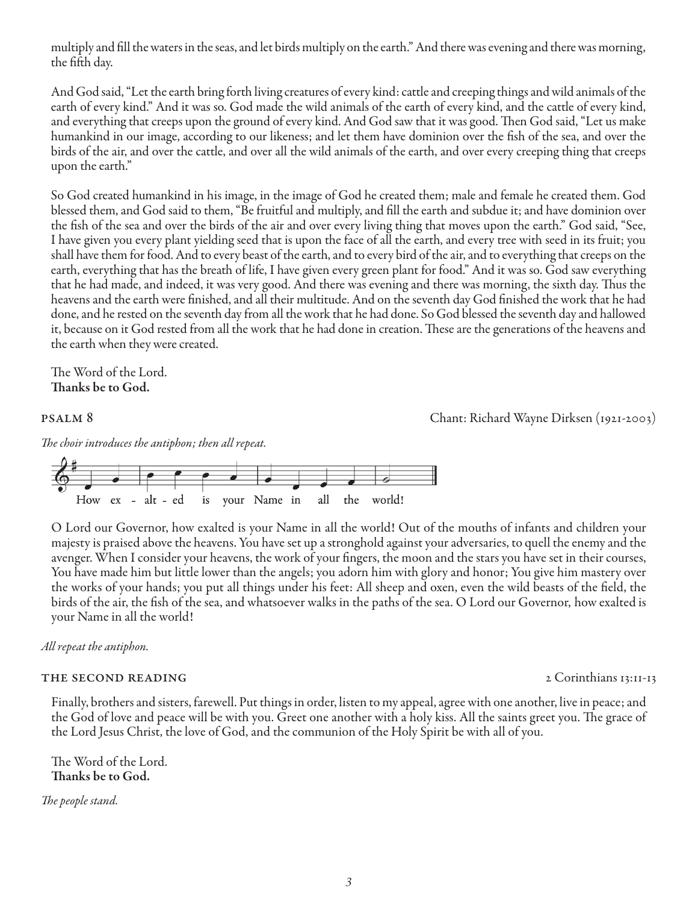multiply and fill the waters in the seas, and let birds multiply on the earth." And there was evening and there was morning, the fifth day.

And God said, "Let the earth bring forth living creatures of every kind: cattle and creeping things and wild animals of the earth of every kind." And it was so. God made the wild animals of the earth of every kind, and the cattle of every kind, and everything that creeps upon the ground of every kind. And God saw that it was good. Then God said, "Let us make humankind in our image, according to our likeness; and let them have dominion over the fish of the sea, and over the birds of the air, and over the cattle, and over all the wild animals of the earth, and over every creeping thing that creeps upon the earth."

So God created humankind in his image, in the image of God he created them; male and female he created them. God blessed them, and God said to them, "Be fruitful and multiply, and fill the earth and subdue it; and have dominion over the fish of the sea and over the birds of the air and over every living thing that moves upon the earth." God said, "See, I have given you every plant yielding seed that is upon the face of all the earth, and every tree with seed in its fruit; you shall have them for food. And to every beast of the earth, and to every bird of the air, and to everything that creeps on the earth, everything that has the breath of life, I have given every green plant for food." And it was so. God saw everything that he had made, and indeed, it was very good. And there was evening and there was morning, the sixth day. Thus the heavens and the earth were finished, and all their multitude. And on the seventh day God finished the work that he had done, and he rested on the seventh day from all the work that he had done. So God blessed the seventh day and hallowed it, because on it God rested from all the work that he had done in creation. These are the generations of the heavens and the earth when they were created.

The Word of the Lord.
**Thanks be to God.**

## PSALM 8 — Chant: Richard Wayne Dirksen (1921-2003)

*The choir introduces the antiphon; then all repeat.*

How ex - alt - ed is your Name in all the world!

O Lord our Governor, how exalted is your Name in all the world! Out of the mouths of infants and children your majesty is praised above the heavens. You have set up a stronghold against your adversaries, to quell the enemy and the avenger. When I consider your heavens, the work of your fingers, the moon and the stars you have set in their courses, You have made him but little lower than the angels; you adorn him with glory and honor; You give him mastery over the works of your hands; you put all things under his feet: All sheep and oxen, even the wild beasts of the field, the birds of the air, the fish of the sea, and whatsoever walks in the paths of the sea. O Lord our Governor, how exalted is your Name in all the world!

*All repeat the antiphon.*

## THE SECOND READING — 2 Corinthians 13:11-13

Finally, brothers and sisters, farewell. Put things in order, listen to my appeal, agree with one another, live in peace; and the God of love and peace will be with you. Greet one another with a holy kiss. All the saints greet you. The grace of the Lord Jesus Christ, the love of God, and the communion of the Holy Spirit be with all of you.

The Word of the Lord.
**Thanks be to God.**

*The people stand.*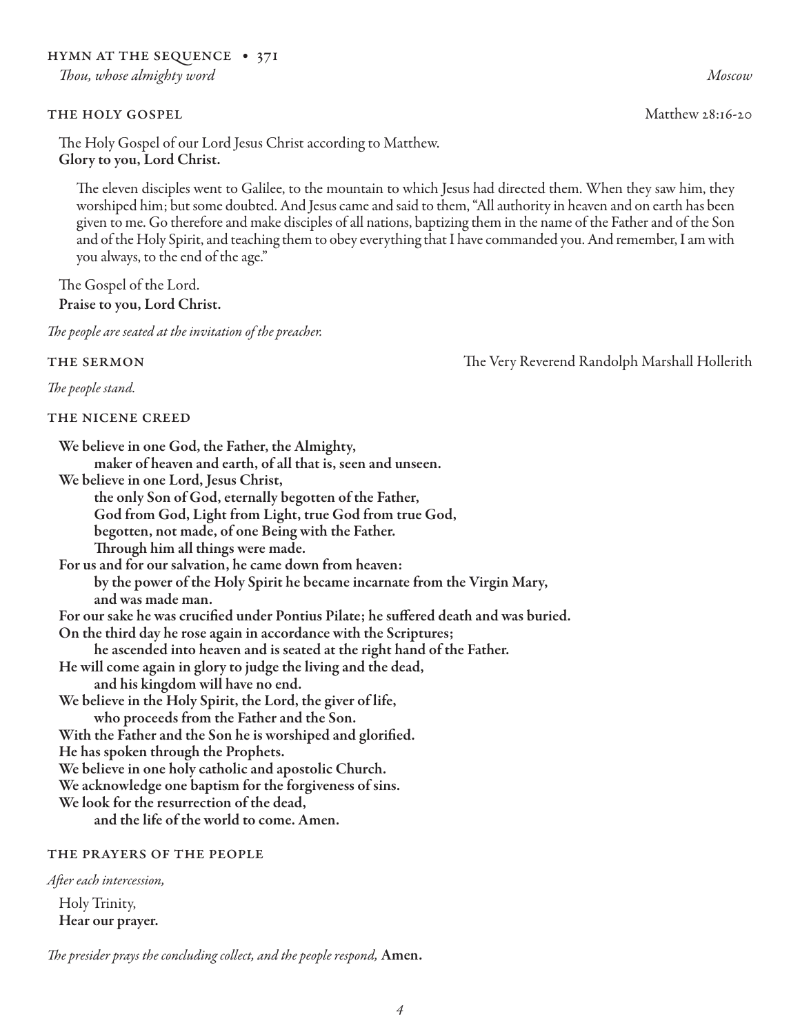## HYMN AT THE SEQUENCE • 371

*Thou, whose almighty word* *Moscow*

## THE HOLY GOSPEL Matthew 28:16-20

The Holy Gospel of our Lord Jesus Christ according to Matthew.
**Glory to you, Lord Christ.**

The eleven disciples went to Galilee, to the mountain to which Jesus had directed them. When they saw him, they worshiped him; but some doubted. And Jesus came and said to them, "All authority in heaven and on earth has been given to me. Go therefore and make disciples of all nations, baptizing them in the name of the Father and of the Son and of the Holy Spirit, and teaching them to obey everything that I have commanded you. And remember, I am with you always, to the end of the age."

The Gospel of the Lord.
**Praise to you, Lord Christ.**

*The people are seated at the invitation of the preacher.*

## THE SERMON The Very Reverend Randolph Marshall Hollerith

*The people stand.*

## THE NICENE CREED

**We believe in one God, the Father, the Almighty,**
**maker of heaven and earth, of all that is, seen and unseen.**
**We believe in one Lord, Jesus Christ,**
**the only Son of God, eternally begotten of the Father,**
**God from God, Light from Light, true God from true God,**
**begotten, not made, of one Being with the Father.**
**Through him all things were made.**
**For us and for our salvation, he came down from heaven:**
**by the power of the Holy Spirit he became incarnate from the Virgin Mary,**
**and was made man.**
**For our sake he was crucified under Pontius Pilate; he suffered death and was buried.**
**On the third day he rose again in accordance with the Scriptures;**
**he ascended into heaven and is seated at the right hand of the Father.**
**He will come again in glory to judge the living and the dead,**
**and his kingdom will have no end.**
**We believe in the Holy Spirit, the Lord, the giver of life,**
**who proceeds from the Father and the Son.**
**With the Father and the Son he is worshiped and glorified.**
**He has spoken through the Prophets.**
**We believe in one holy catholic and apostolic Church.**
**We acknowledge one baptism for the forgiveness of sins.**
**We look for the resurrection of the dead,**
**and the life of the world to come. Amen.**

## THE PRAYERS OF THE PEOPLE

*After each intercession,*

Holy Trinity,
**Hear our prayer.**

*The presider prays the concluding collect, and the people respond,* **Amen.**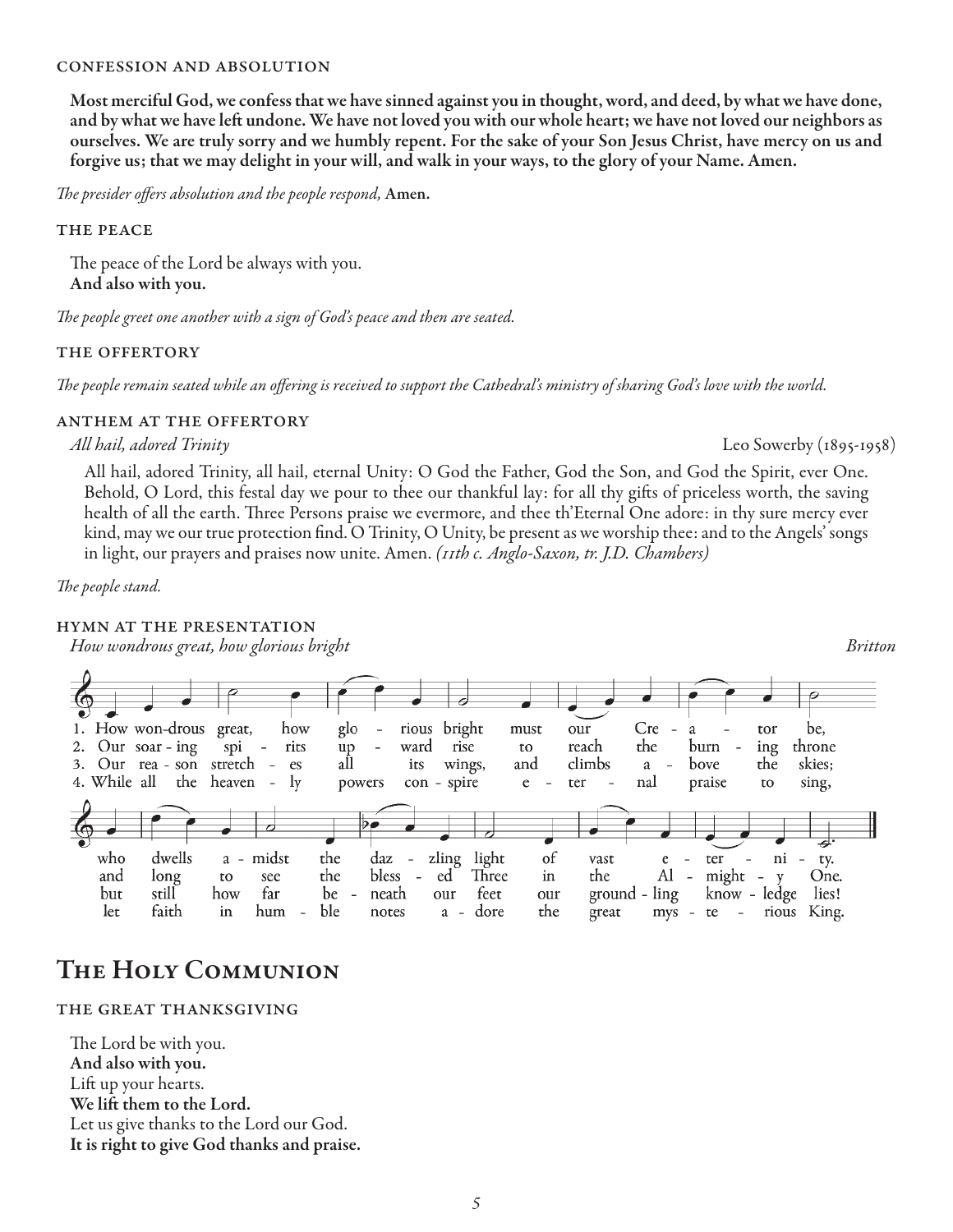### CONFESSION AND ABSOLUTION

**Most merciful God, we confess that we have sinned against you in thought, word, and deed, by what we have done, and by what we have left undone. We have not loved you with our whole heart; we have not loved our neighbors as ourselves. We are truly sorry and we humbly repent. For the sake of your Son Jesus Christ, have mercy on us and forgive us; that we may delight in your will, and walk in your ways, to the glory of your Name. Amen.**

*The presider offers absolution and the people respond,* **Amen.**

### THE PEACE

The peace of the Lord be always with you.
**And also with you.**

*The people greet one another with a sign of God's peace and then are seated.*

### THE OFFERTORY

*The people remain seated while an offering is received to support the Cathedral's ministry of sharing God's love with the world.*

### ANTHEM AT THE OFFERTORY

*All hail, adored Trinity* — Leo Sowerby (1895-1958)

All hail, adored Trinity, all hail, eternal Unity: O God the Father, God the Son, and God the Spirit, ever One. Behold, O Lord, this festal day we pour to thee our thankful lay: for all thy gifts of priceless worth, the saving health of all the earth. Three Persons praise we evermore, and thee th'Eternal One adore: in thy sure mercy ever kind, may we our true protection find. O Trinity, O Unity, be present as we worship thee: and to the Angels' songs in light, our prayers and praises now unite. Amen. *(11th c. Anglo-Saxon, tr. J.D. Chambers)*

*The people stand.*

### HYMN AT THE PRESENTATION

*How wondrous great, how glorious bright* — *Britton*

1. How wondrous great, how glorious bright must our Creator be, who dwells amidst the dazzling light of vast eternity.
2. Our soaring spirits upward rise to reach the burning throne and long to see the blessed Three in the Almighty One.
3. Our reason stretches all its wings, and climbs above the skies; but still how far beneath our feet our groundling knowledge lies!
4. While all the heavenly powers conspire eternal praise to sing, let faith in humble notes adore the great mysterious King.

# The Holy Communion

### THE GREAT THANKSGIVING

The Lord be with you.
**And also with you.**
Lift up your hearts.
**We lift them to the Lord.**
Let us give thanks to the Lord our God.
**It is right to give God thanks and praise.**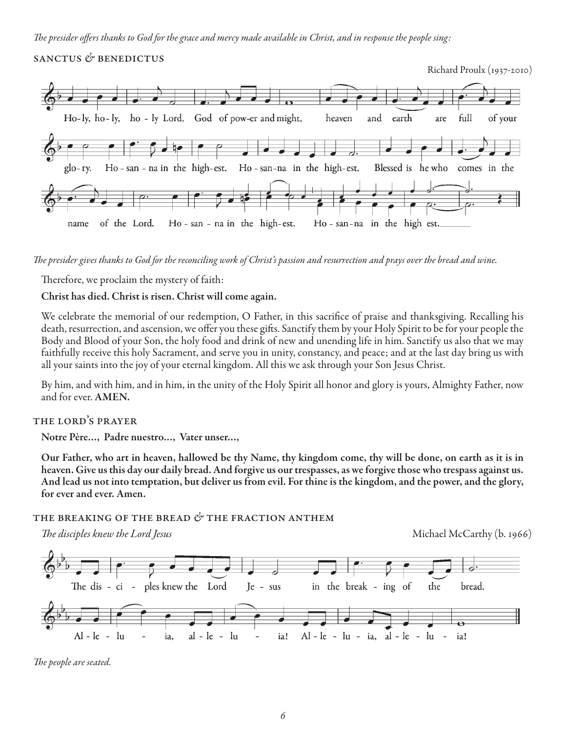*The presider offers thanks to God for the grace and mercy made available in Christ, and in response the people sing:*

## SANCTUS & BENEDICTUS

Richard Proulx (1937-2010)

Ho-ly, ho-ly, ho-ly Lord, God of pow-er and might, heaven and earth are full of your glo-ry. Ho-san-na in the high-est. Ho-san-na in the high-est. Blessed is he who comes in the name of the Lord. Ho-san-na in the high-est. Ho-san-na in the high est.

*The presider gives thanks to God for the reconciling work of Christ's passion and resurrection and prays over the bread and wine.*

Therefore, we proclaim the mystery of faith:

**Christ has died. Christ is risen. Christ will come again.**

We celebrate the memorial of our redemption, O Father, in this sacrifice of praise and thanksgiving. Recalling his death, resurrection, and ascension, we offer you these gifts. Sanctify them by your Holy Spirit to be for your people the Body and Blood of your Son, the holy food and drink of new and unending life in him. Sanctify us also that we may faithfully receive this holy Sacrament, and serve you in unity, constancy, and peace; and at the last day bring us with all your saints into the joy of your eternal kingdom. All this we ask through your Son Jesus Christ.

By him, and with him, and in him, in the unity of the Holy Spirit all honor and glory is yours, Almighty Father, now and for ever. **AMEN.**

## THE LORD'S PRAYER

**Notre Père..., Padre nuestro..., Vater unser...,**

**Our Father, who art in heaven, hallowed be thy Name, thy kingdom come, thy will be done, on earth as it is in heaven. Give us this day our daily bread. And forgive us our trespasses, as we forgive those who trespass against us. And lead us not into temptation, but deliver us from evil. For thine is the kingdom, and the power, and the glory, for ever and ever. Amen.**

## THE BREAKING OF THE BREAD & THE FRACTION ANTHEM

*The disciples knew the Lord Jesus* Michael McCarthy (b. 1966)

The dis-ci-ples knew the Lord Je-sus in the break-ing of the bread. Al-le-lu-ia, al-le-lu-ia! Al-le-lu-ia, al-le-lu-ia!

*The people are seated.*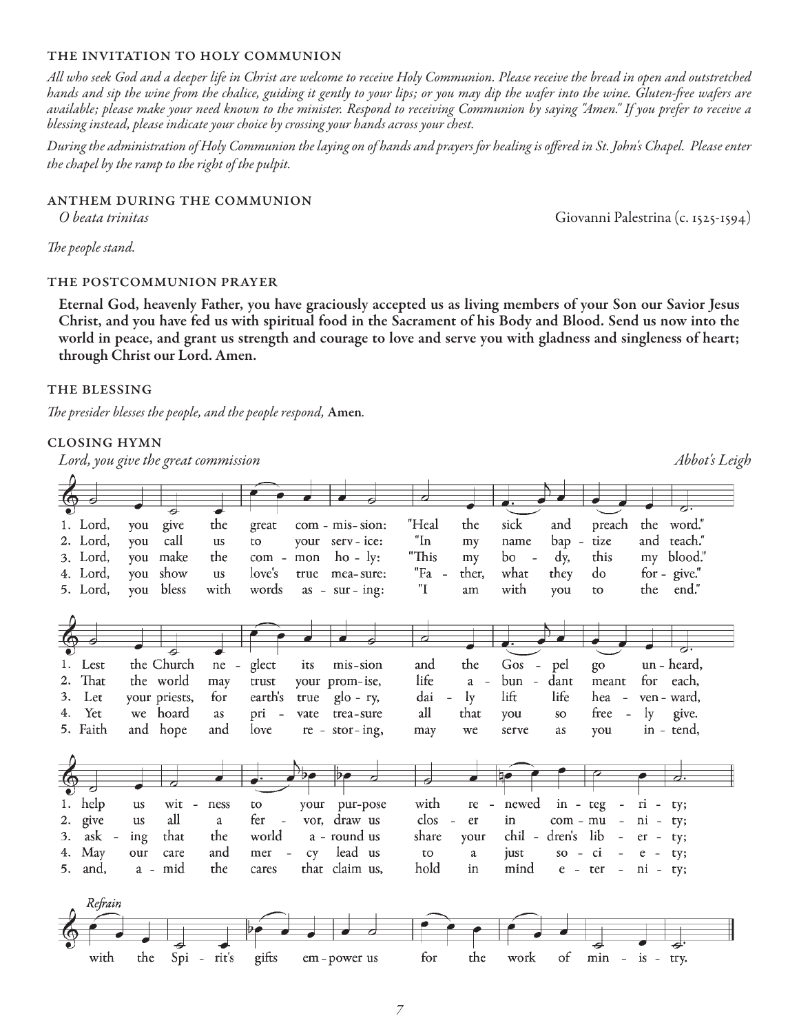## THE INVITATION TO HOLY COMMUNION

*All who seek God and a deeper life in Christ are welcome to receive Holy Communion. Please receive the bread in open and outstretched hands and sip the wine from the chalice, guiding it gently to your lips; or you may dip the wafer into the wine. Gluten-free wafers are available; please make your need known to the minister. Respond to receiving Communion by saying "Amen." If you prefer to receive a blessing instead, please indicate your choice by crossing your hands across your chest.*

*During the administration of Holy Communion the laying on of hands and prayers for healing is offered in St. John's Chapel. Please enter the chapel by the ramp to the right of the pulpit.*

## ANTHEM DURING THE COMMUNION

*O beata trinitas* — Giovanni Palestrina (c. 1525-1594)

*The people stand.*

## THE POSTCOMMUNION PRAYER

**Eternal God, heavenly Father, you have graciously accepted us as living members of your Son our Savior Jesus Christ, and you have fed us with spiritual food in the Sacrament of his Body and Blood. Send us now into the world in peace, and grant us strength and courage to love and serve you with gladness and singleness of heart; through Christ our Lord. Amen.**

## THE BLESSING

*The presider blesses the people, and the people respond,* **Amen.**

## CLOSING HYMN

*Lord, you give the great commission* — *Abbot's Leigh*

1. Lord, you give the great commission: "Heal the sick and preach the word." Lest the Church neglect its mission and the Gospel go unheard, help us witness to your purpose with renewed integrity;

2. Lord, you call us to your service: "In my name baptize and teach." That the world may trust your promise, life abundant meant for each, give us all a fervor, draw us closer in community;

3. Lord, you make the common holy: "This my body, this my blood." Let your priests, for earth's true glory, daily lift life heavenward, asking that the world around us share your children's liberty;

4. Lord, you show us love's true measure: "Father, what they do forgive." Yet we hoard as private treasure all that you so freely give. May our care and mercy lead us to a just society;

5. Lord, you bless with words assuring: "I am with you to the end." Faith and hope and love restoring, may we serve as you intend, and, amid the cares that claim us, hold in mind eternity;

*Refrain*
with the Spirit's gifts empower us for the work of ministry.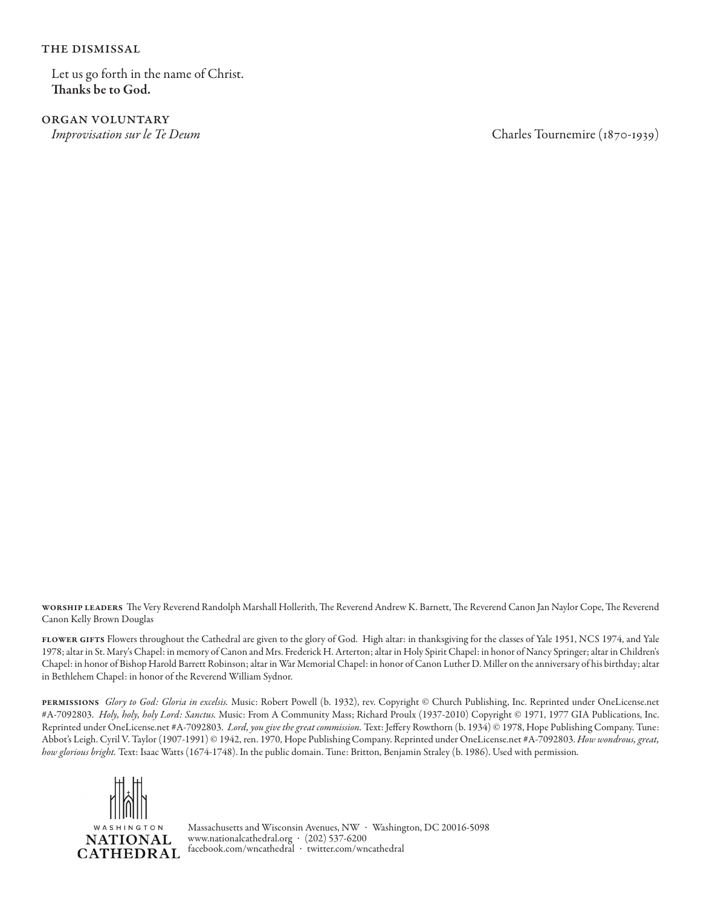## THE DISMISSAL

Let us go forth in the name of Christ.
**Thanks be to God.**

## ORGAN VOLUNTARY

*Improvisation sur le Te Deum* Charles Tournemire (1870-1939)

**WORSHIP LEADERS** The Very Reverend Randolph Marshall Hollerith, The Reverend Andrew K. Barnett, The Reverend Canon Jan Naylor Cope, The Reverend Canon Kelly Brown Douglas

**FLOWER GIFTS** Flowers throughout the Cathedral are given to the glory of God. High altar: in thanksgiving for the classes of Yale 1951, NCS 1974, and Yale 1978; altar in St. Mary's Chapel: in memory of Canon and Mrs. Frederick H. Arterton; altar in Holy Spirit Chapel: in honor of Nancy Springer; altar in Children's Chapel: in honor of Bishop Harold Barrett Robinson; altar in War Memorial Chapel: in honor of Canon Luther D. Miller on the anniversary of his birthday; altar in Bethlehem Chapel: in honor of the Reverend William Sydnor.

**PERMISSIONS** *Glory to God: Gloria in excelsis.* Music: Robert Powell (b. 1932), rev. Copyright © Church Publishing, Inc. Reprinted under OneLicense.net #A-7092803. *Holy, holy, holy Lord: Sanctus.* Music: From A Community Mass; Richard Proulx (1937-2010) Copyright © 1971, 1977 GIA Publications, Inc. Reprinted under OneLicense.net #A-7092803. *Lord, you give the great commission.* Text: Jeffery Rowthorn (b. 1934) © 1978, Hope Publishing Company. Tune: Abbot's Leigh. Cyril V. Taylor (1907-1991) © 1942, ren. 1970, Hope Publishing Company. Reprinted under OneLicense.net #A-7092803. *How wondrous, great, how glorious bright.* Text: Isaac Watts (1674-1748). In the public domain. Tune: Britton, Benjamin Straley (b. 1986). Used with permission.

WASHINGTON NATIONAL CATHEDRAL

Massachusetts and Wisconsin Avenues, NW · Washington, DC 20016-5098
www.nationalcathedral.org · (202) 537-6200
facebook.com/wncathedral · twitter.com/wncathedral